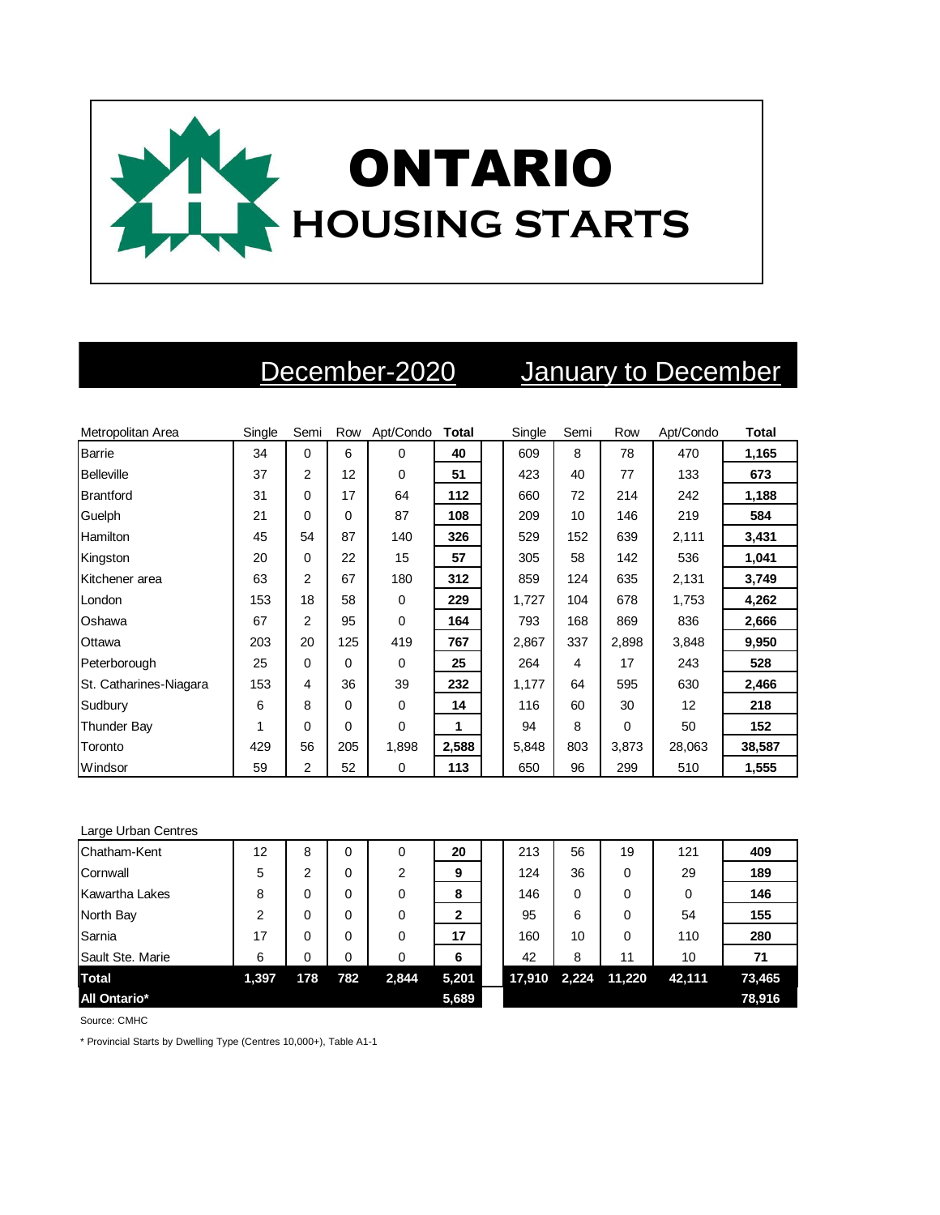# ONTARIO HOUSING STARTS

| Metropolitan Area | December-2020 Single | Semi | Row | Apt/Condo | Total | January to December Single | Semi | Row | Apt/Condo | Total |
|---|---|---|---|---|---|---|---|---|---|---|
| Barrie | 34 | 0 | 6 | 0 | **40** | 609 | 8 | 78 | 470 | **1,165** |
| Belleville | 37 | 2 | 12 | 0 | **51** | 423 | 40 | 77 | 133 | **673** |
| Brantford | 31 | 0 | 17 | 64 | **112** | 660 | 72 | 214 | 242 | **1,188** |
| Guelph | 21 | 0 | 0 | 87 | **108** | 209 | 10 | 146 | 219 | **584** |
| Hamilton | 45 | 54 | 87 | 140 | **326** | 529 | 152 | 639 | 2,111 | **3,431** |
| Kingston | 20 | 0 | 22 | 15 | **57** | 305 | 58 | 142 | 536 | **1,041** |
| Kitchener area | 63 | 2 | 67 | 180 | **312** | 859 | 124 | 635 | 2,131 | **3,749** |
| London | 153 | 18 | 58 | 0 | **229** | 1,727 | 104 | 678 | 1,753 | **4,262** |
| Oshawa | 67 | 2 | 95 | 0 | **164** | 793 | 168 | 869 | 836 | **2,666** |
| Ottawa | 203 | 20 | 125 | 419 | **767** | 2,867 | 337 | 2,898 | 3,848 | **9,950** |
| Peterborough | 25 | 0 | 0 | 0 | **25** | 264 | 4 | 17 | 243 | **528** |
| St. Catharines-Niagara | 153 | 4 | 36 | 39 | **232** | 1,177 | 64 | 595 | 630 | **2,466** |
| Sudbury | 6 | 8 | 0 | 0 | **14** | 116 | 60 | 30 | 12 | **218** |
| Thunder Bay | 1 | 0 | 0 | 0 | **1** | 94 | 8 | 0 | 50 | **152** |
| Toronto | 429 | 56 | 205 | 1,898 | **2,588** | 5,848 | 803 | 3,873 | 28,063 | **38,587** |
| Windsor | 59 | 2 | 52 | 0 | **113** | 650 | 96 | 299 | 510 | **1,555** |
| **Large Urban Centres** | | | | | | | | | | |
| Chatham-Kent | 12 | 8 | 0 | 0 | **20** | 213 | 56 | 19 | 121 | **409** |
| Cornwall | 5 | 2 | 0 | 2 | **9** | 124 | 36 | 0 | 29 | **189** |
| Kawartha Lakes | 8 | 0 | 0 | 0 | **8** | 146 | 0 | 0 | 0 | **146** |
| North Bay | 2 | 0 | 0 | 0 | **2** | 95 | 6 | 0 | 54 | **155** |
| Sarnia | 17 | 0 | 0 | 0 | **17** | 160 | 10 | 0 | 110 | **280** |
| Sault Ste. Marie | 6 | 0 | 0 | 0 | **6** | 42 | 8 | 11 | 10 | **71** |
| **Total** | **1,397** | **178** | **782** | **2,844** | **5,201** | **17,910** | **2,224** | **11,220** | **42,111** | **73,465** |
| **All Ontario*** | | | | | **5,689** | | | | | **78,916** |

Source: CMHC

* Provincial Starts by Dwelling Type (Centres 10,000+), Table A1-1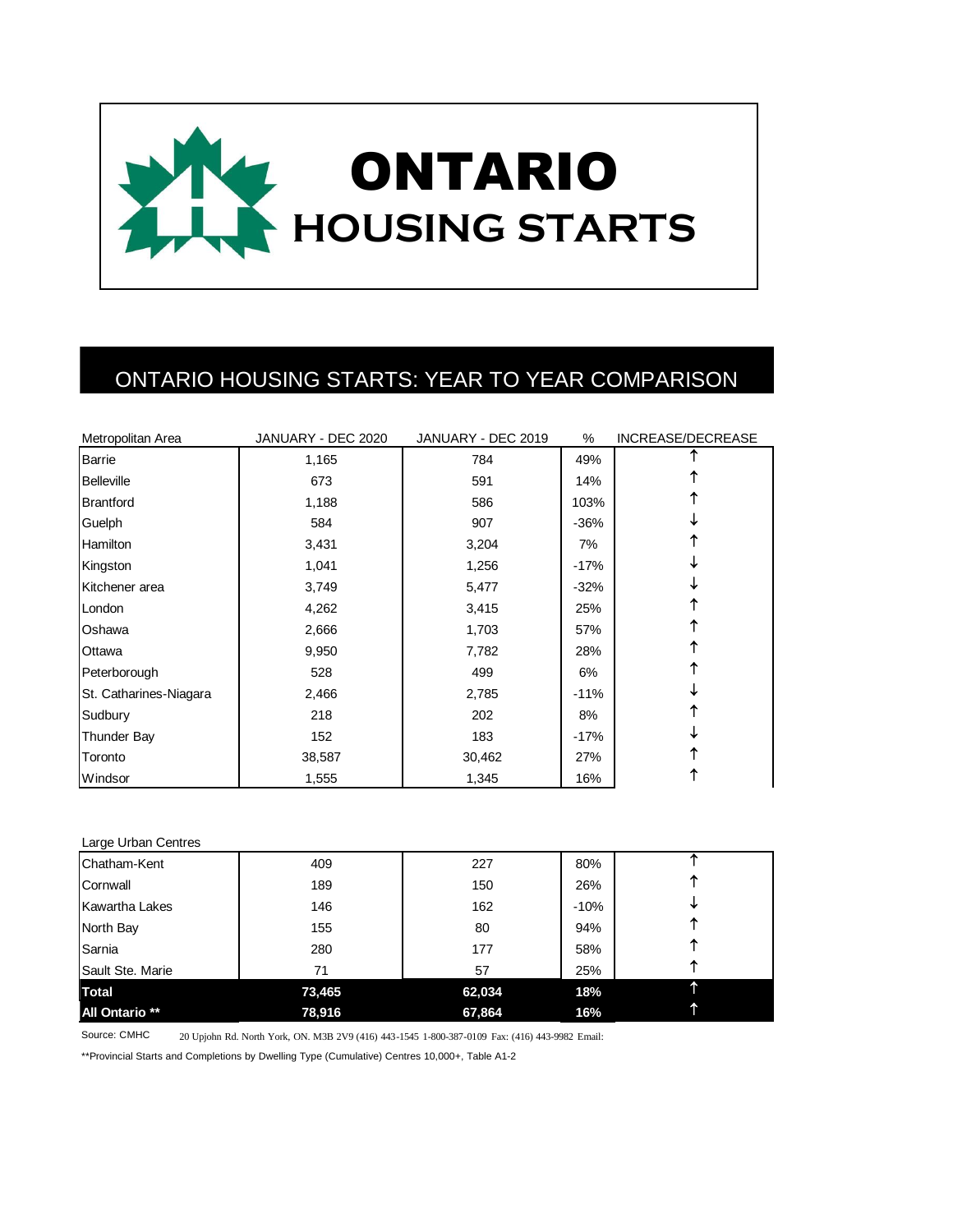# ONTARIO
## HOUSING STARTS

## ONTARIO HOUSING STARTS: YEAR TO YEAR COMPARISON

| Metropolitan Area | JANUARY - DEC 2020 | JANUARY - DEC 2019 | % | INCREASE/DECREASE |
|---|---|---|---|---|
| Barrie | 1,165 | 784 | 49% | ↑ |
| Belleville | 673 | 591 | 14% | ↑ |
| Brantford | 1,188 | 586 | 103% | ↑ |
| Guelph | 584 | 907 | -36% | ↓ |
| Hamilton | 3,431 | 3,204 | 7% | ↑ |
| Kingston | 1,041 | 1,256 | -17% | ↓ |
| Kitchener area | 3,749 | 5,477 | -32% | ↓ |
| London | 4,262 | 3,415 | 25% | ↑ |
| Oshawa | 2,666 | 1,703 | 57% | ↑ |
| Ottawa | 9,950 | 7,782 | 28% | ↑ |
| Peterborough | 528 | 499 | 6% | ↑ |
| St. Catharines-Niagara | 2,466 | 2,785 | -11% | ↓ |
| Sudbury | 218 | 202 | 8% | ↑ |
| Thunder Bay | 152 | 183 | -17% | ↓ |
| Toronto | 38,587 | 30,462 | 27% | ↑ |
| Windsor | 1,555 | 1,345 | 16% | ↑ |
| **Large Urban Centres** | | | | |
| Chatham-Kent | 409 | 227 | 80% | ↑ |
| Cornwall | 189 | 150 | 26% | ↑ |
| Kawartha Lakes | 146 | 162 | -10% | ↓ |
| North Bay | 155 | 80 | 94% | ↑ |
| Sarnia | 280 | 177 | 58% | ↑ |
| Sault Ste. Marie | 71 | 57 | 25% | ↑ |
| **Total** | **73,465** | **62,034** | **18%** | ↑ |
| **All Ontario \*\*** | **78,916** | **67,864** | **16%** | ↑ |

Source: CMHC 20 Upjohn Rd. North York, ON. M3B 2V9 (416) 443-1545 1-800-387-0109 Fax: (416) 443-9982 Email:

**Provincial Starts and Completions by Dwelling Type (Cumulative) Centres 10,000+, Table A1-2